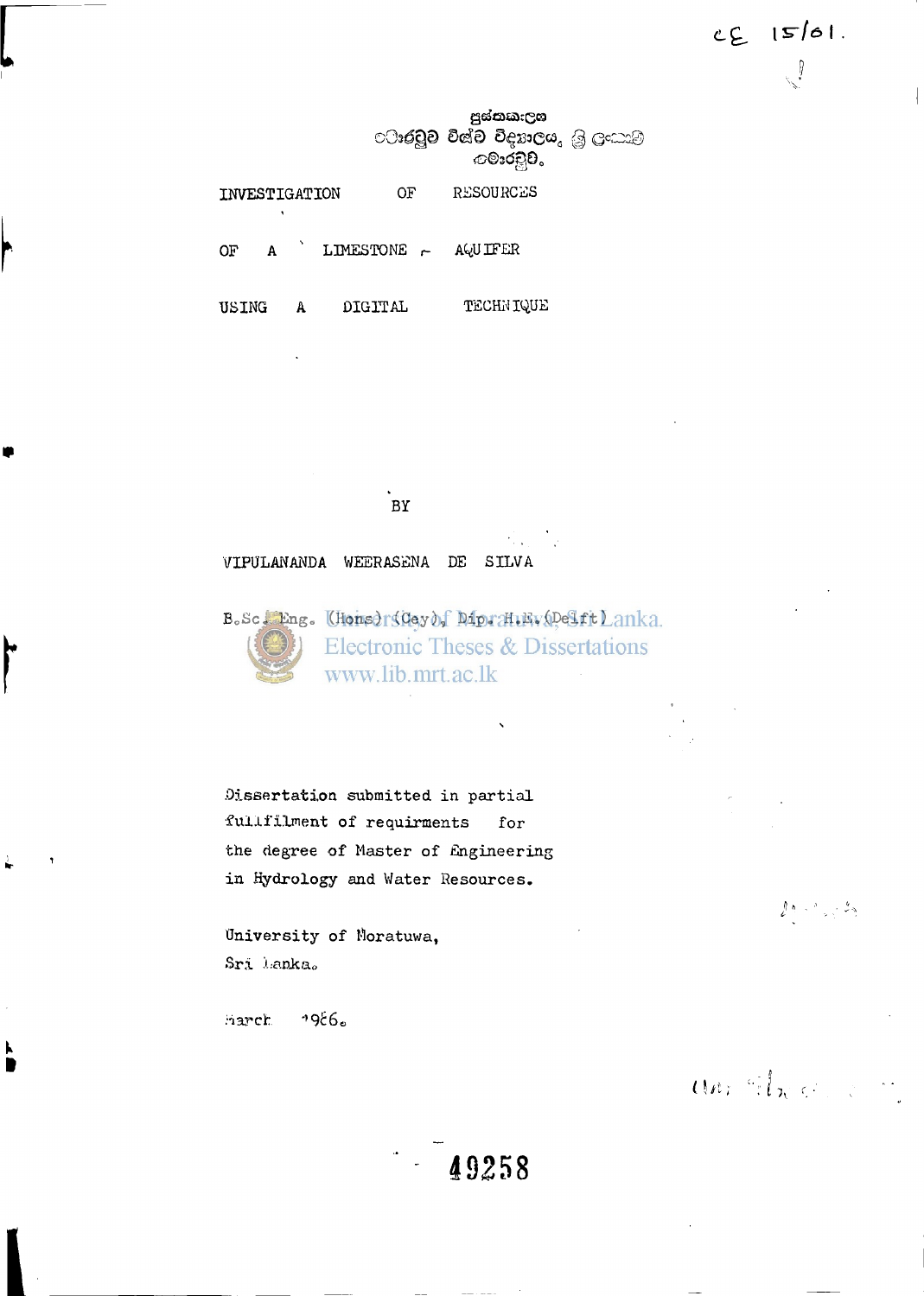CE 15/61.

පුස්තකාලය
මොරටුව විශ්ව විද්‍යාලය, ශ්‍රී ලංකාව
මොරටුව.

# INVESTIGATION OF RESOURCES OF A LIMESTONE AQUIFER USING A DIGITAL TECHNIQUE

BY

VIPULANANDA WEERASENA DE SILVA

B.Sc. Eng. (Hons) (Cey), Dip. H.E. (Delft)

University of Moratuwa, Sri Lanka.
Electronic Theses & Dissertations
www.lib.mrt.ac.lk

Dissertation submitted in partial fulfilment of requirments for the degree of Master of Engineering in Hydrology and Water Resources.

University of Moratuwa,
Sri Lanka.

March 1986.

49258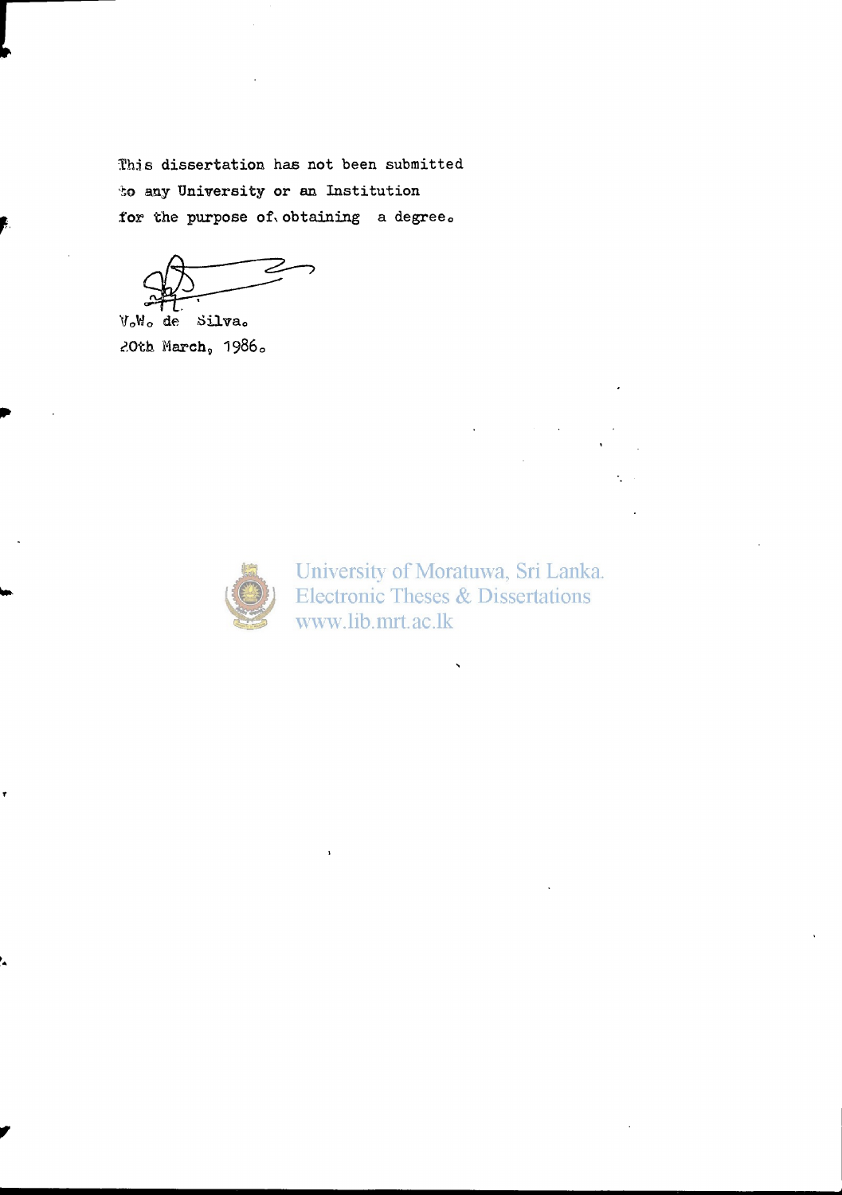This dissertation has not been submitted to any University or an Institution for the purpose of obtaining a degree.

V.W. de Silva.
20th March, 1986.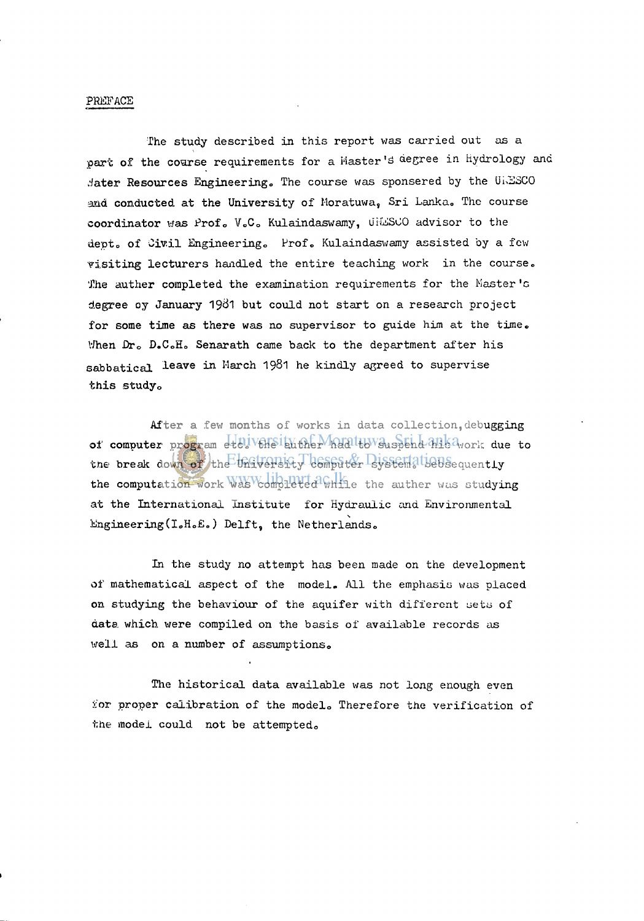PREFACE

The study described in this report was carried out as a part of the course requirements for a Master's degree in Hydrology and Water Resources Engineering. The course was sponsered by the UNESCO and conducted at the University of Moratuwa, Sri Lanka. The course coordinator was Prof. V.C. Kulaindaswamy, UNESCO advisor to the dept. of Civil Engineering. Prof. Kulaindaswamy assisted by a few visiting lecturers handled the entire teaching work in the course. The auther completed the examination requirements for the Master's degree by January 1981 but could not start on a research project for some time as there was no supervisor to guide him at the time. When Dr. D.C.H. Senarath came back to the department after his sabbatical leave in March 1981 he kindly agreed to supervise this study.

After a few months of works in data collection, debugging of computer program etc. the auther had to suspend his work due to the break down of the University computer system. Subsequently the computation work was completed while the auther was studying at the International Institute for Hydraulic and Environmental Engineering (I.H.E.) Delft, the Netherlands.

In the study no attempt has been made on the development of mathematical aspect of the model. All the emphasis was placed on studying the behaviour of the aquifer with different sets of data which were compiled on the basis of available records as well as on a number of assumptions.

The historical data available was not long enough even for proper calibration of the model. Therefore the verification of the model could not be attempted.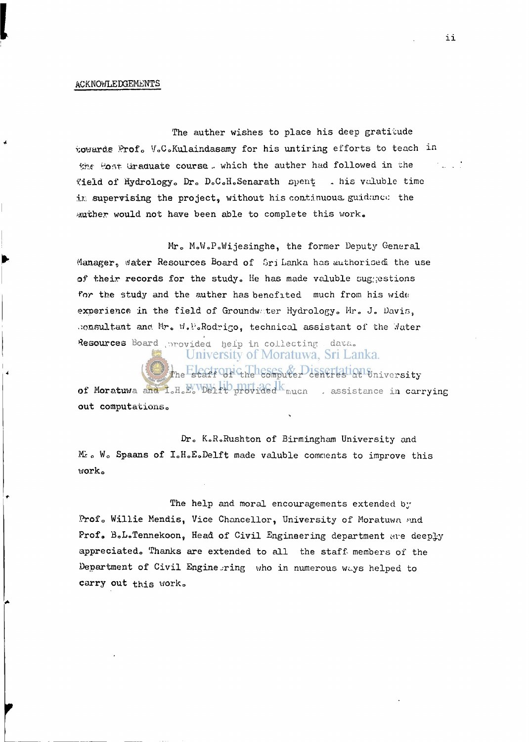## ACKNOWLEDGEMENTS

The auther wishes to place his deep gratitude towards Prof. V.C.Kulaindasamy for his untiring efforts to teach in the Post Graduate course which the auther had followed in the field of Hydrology. Dr. D.C.H.Senarath spent his valuble time in supervising the project, without his continuous guidance the auther would not have been able to complete this work.

Mr. M.W.P.Wijesinghe, the former Deputy General Manager, Water Resources Board of Sri Lanka has authorised the use of their records for the study. He has made valuble suggestions for the study and the auther has benefited much from his wide experience in the field of Groundwater Hydrology. Mr. J. Davis, consultant and Mr. W.P.Rodrigo, technical assistant of the Water Resources Board provided help in collecting data.

The staff of the computer centres at University of Moratuwa and I.H.E. Delft provided much assistance in carrying out computations.

Dr. K.R.Rushton of Birmingham University and Mr. W. Spaans of I.H.E.Delft made valuble comments to improve this work.

The help and moral encouragements extended by Prof. Willie Mendis, Vice Chancellor, University of Moratuwa and Prof. B.L.Tennekoon, Head of Civil Engineering department are deeply appreciated. Thanks are extended to all the staff members of the Department of Civil Engineering who in numerous ways helped to carry out this work.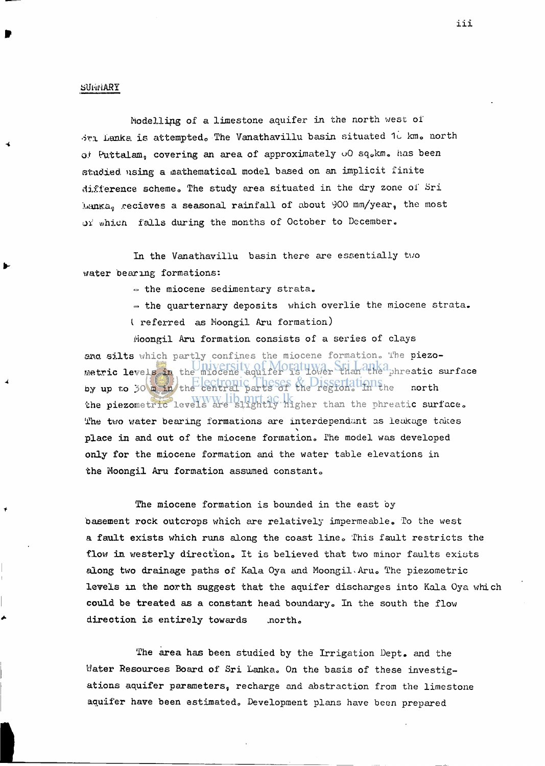## SUMMARY

Modelling of a limestone aquifer in the north west of Sri Lanka is attempted. The Vanathavillu basin situated 16 km. north of Puttalam, covering an area of approximately 60 sq.km. has been studied using a mathematical model based on an implicit finite difference scheme. The study area situated in the dry zone of Sri Lanka, recieves a seasonal rainfall of about 900 mm/year, the most of which falls during the months of October to December.

In the Vanathavillu basin there are essentially two water bearing formations:

- the miocene sedimentary strata.
- the quarternary deposits which overlie the miocene strata. ( referred as Moongil Aru formation)

Moongil Aru formation consists of a series of clays and silts which partly confines the miocene formation. The piezometric levels in the miocene aquifer is lower than the phreatic surface by up to 30 m in the central parts of the region. In the north the piezometric levels are slightly higher than the phreatic surface. The two water bearing formations are interdependant as leakage takes place in and out of the miocene formation. The model was developed only for the miocene formation and the water table elevations in the Moongil Aru formation assumed constant.

The miocene formation is bounded in the east by basement rock outcrops which are relatively impermeable. To the west a fault exists which runs along the coast line. This fault restricts the flow in westerly direction. It is believed that two minor faults exists along two drainage paths of Kala Oya and Moongil Aru. The piezometric levels in the north suggest that the aquifer discharges into Kala Oya which could be treated as a constant head boundary. In the south the flow direction is entirely towards north.

The area has been studied by the Irrigation Dept. and the Water Resources Board of Sri Lanka. On the basis of these investigations aquifer parameters, recharge and abstraction from the limestone aquifer have been estimated. Development plans have been prepared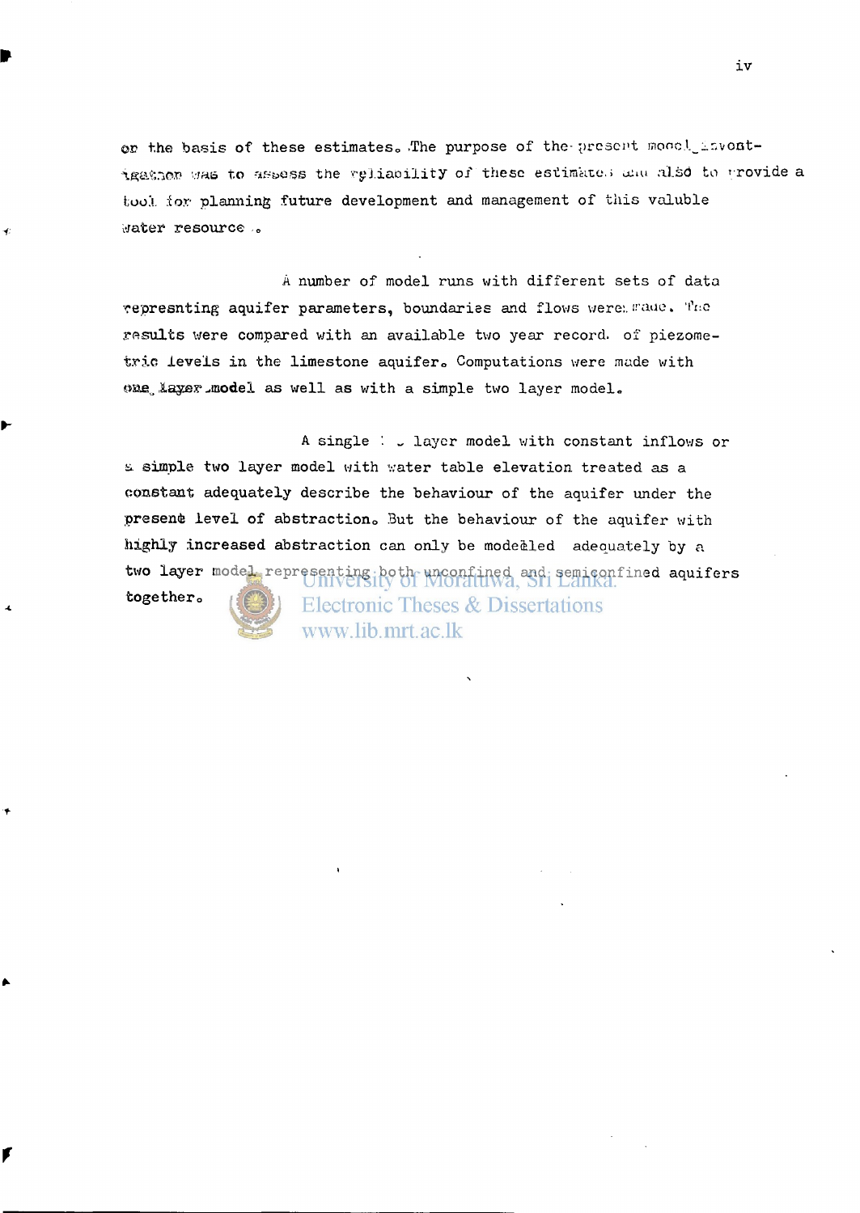on the basis of these estimates. The purpose of the present model investigation was to assess the reliability of these estimates and also to provide a tool for planning future development and management of this valuble water resource .

A number of model runs with different sets of data represnting aquifer parameters, boundaries and flows were made. The results were compared with an available two year record of piezometric levels in the limestone aquifer. Computations were made with one layer model as well as with a simple two layer model.

A single layer model with constant inflows or a simple two layer model with water table elevation treated as a constant adequately describe the behaviour of the aquifer under the present level of abstraction. But the behaviour of the aquifer with highly increased abstraction can only be modelled adequately by a two layer model representing both unconfined and semiconfined aquifers together.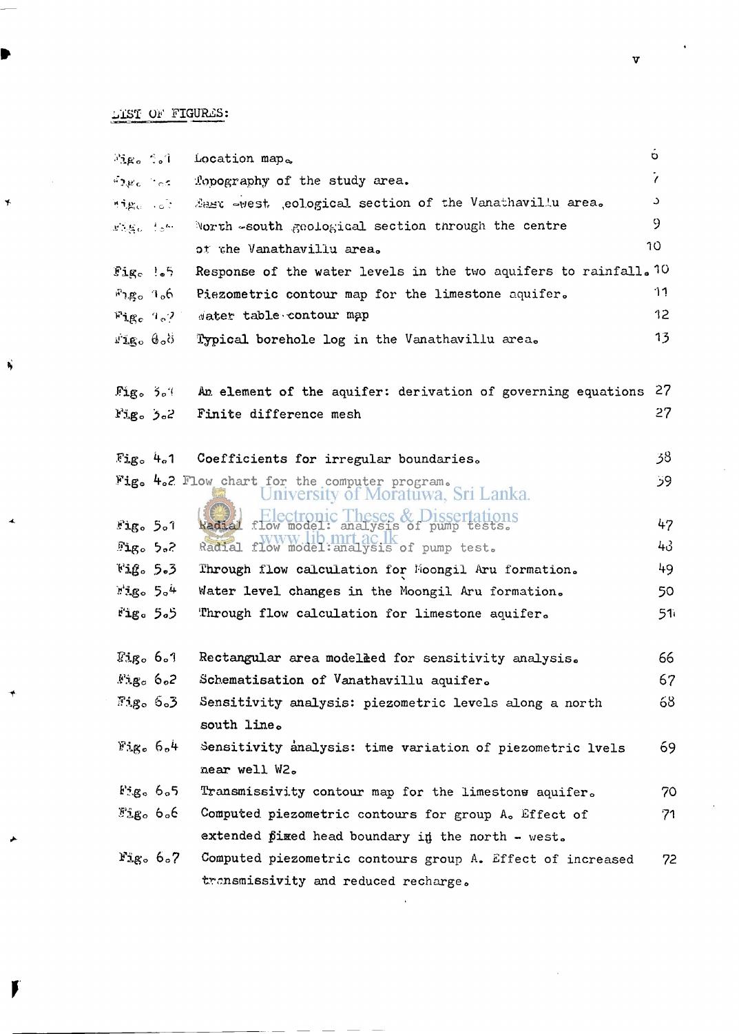## LIST OF FIGURES:

| | | |
|---|---|---|
| Fig. 1.1 | Location map. | 6 |
| Fig. 1.2 | Topography of the study area. | 7 |
| Fig. 1.3 | East -west geological section of the Vanathavillu area. | 8 |
| Fig. 1.4 | North -south geological section through the centre of the Vanathavillu area. | 9 / 10 |
| Fig. 1.5 | Response of the water levels in the two aquifers to rainfall. | 10 |
| Fig. 1.6 | Piezometric contour map for the limestone aquifer. | 11 |
| Fig. 1.7 | Water table contour map | 12 |
| Fig. 1.8 | Typical borehole log in the Vanathavillu area. | 13 |
| Fig. 3.1 | An element of the aquifer: derivation of governing equations | 27 |
| Fig. 3.2 | Finite difference mesh | 27 |
| Fig. 4.1 | Coefficients for irregular boundaries. | 38 |
| Fig. 4.2 | Flow chart for the computer program. | 39 |
| Fig. 5.1 | Radial flow model: analysis of pump tests. | 47 |
| Fig. 5.2 | Radial flow model: analysis of pump test. | 48 |
| Fig. 5.3 | Through flow calculation for Moongil Aru formation. | 49 |
| Fig. 5.4 | Water level changes in the Moongil Aru formation. | 50 |
| Fig. 5.5 | Through flow calculation for limestone aquifer. | 51 |
| Fig. 6.1 | Rectangular area modelled for sensitivity analysis. | 66 |
| Fig. 6.2 | Schematisation of Vanathavillu aquifer. | 67 |
| Fig. 6.3 | Sensitivity analysis: piezometric levels along a north south line. | 68 |
| Fig. 6.4 | Sensitivity analysis: time variation of piezometric lvels near well W2. | 69 |
| Fig. 6.5 | Transmissivity contour map for the limestone aquifer. | 70 |
| Fig. 6.6 | Computed piezometric contours for group A. Effect of extended fixed head boundary in the north - west. | 71 |
| Fig. 6.7 | Computed piezometric contours group A. Effect of increased transmissivity and reduced recharge. | 72 |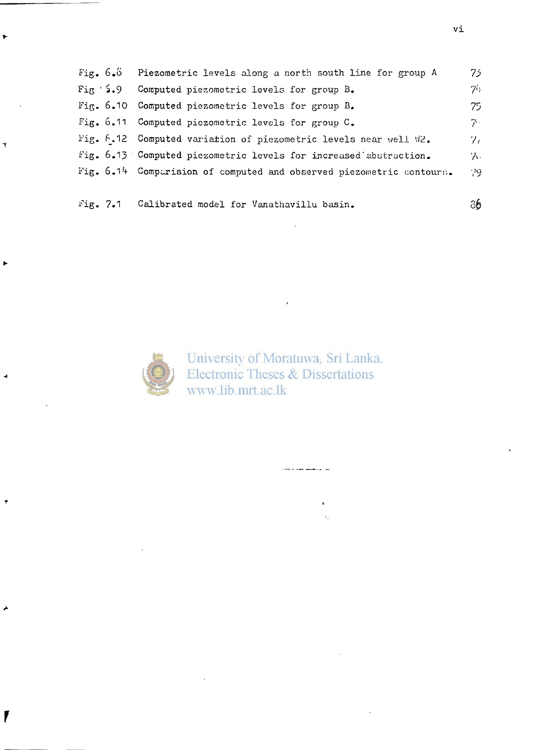| | | |
|---|---|---|
| Fig. 6.8 | Piezometric levels along a north south line for group A | 73 |
| Fig. 6.9 | Computed piezometric levels for group B. | 74 |
| Fig. 6.10 | Computed piezometric levels for group B. | 75 |
| Fig. 6.11 | Computed piezometric levels for group C. | 76 |
| Fig. 6.12 | Computed variation of piezometric levels near well W2. | 77 |
| Fig. 6.13 | Computed piezometric levels for increased abstraction. | 78 |
| Fig. 6.14 | Comparision of computed and observed piezometric contours. | 79 |
| Fig. 7.1 | Calibrated model for Vanathavillu basin. | 86 |

University of Moratuwa, Sri Lanka.
Electronic Theses & Dissertations
www.lib.mrt.ac.lk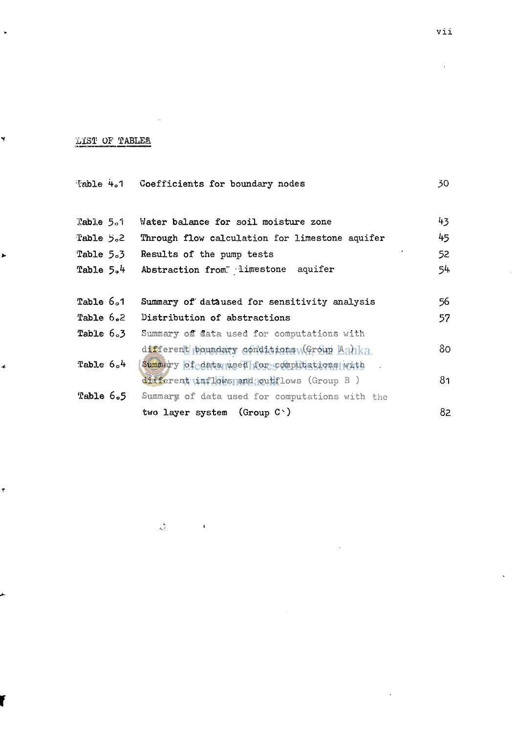## LIST OF TABLES

| | | |
|---|---|---|
| Table 4.1 | Coefficients for boundary nodes | 30 |
| Table 5.1 | Water balance for soil moisture zone | 43 |
| Table 5.2 | Through flow calculation for limestone aquifer | 45 |
| Table 5.3 | Results of the pump tests | 52 |
| Table 5.4 | Abstraction from limestone aquifer | 54 |
| Table 6.1 | Summary of data used for sensitivity analysis | 56 |
| Table 6.2 | Distribution of abstractions | 57 |
| Table 6.3 | Summary of data used for computations with different boundary conditions (Group A) | 80 |
| Table 6.4 | Summary of data used for computations with different inflows and outflows (Group B) | 81 |
| Table 6.5 | Summary of data used for computations with the two layer system (Group C) | 82 |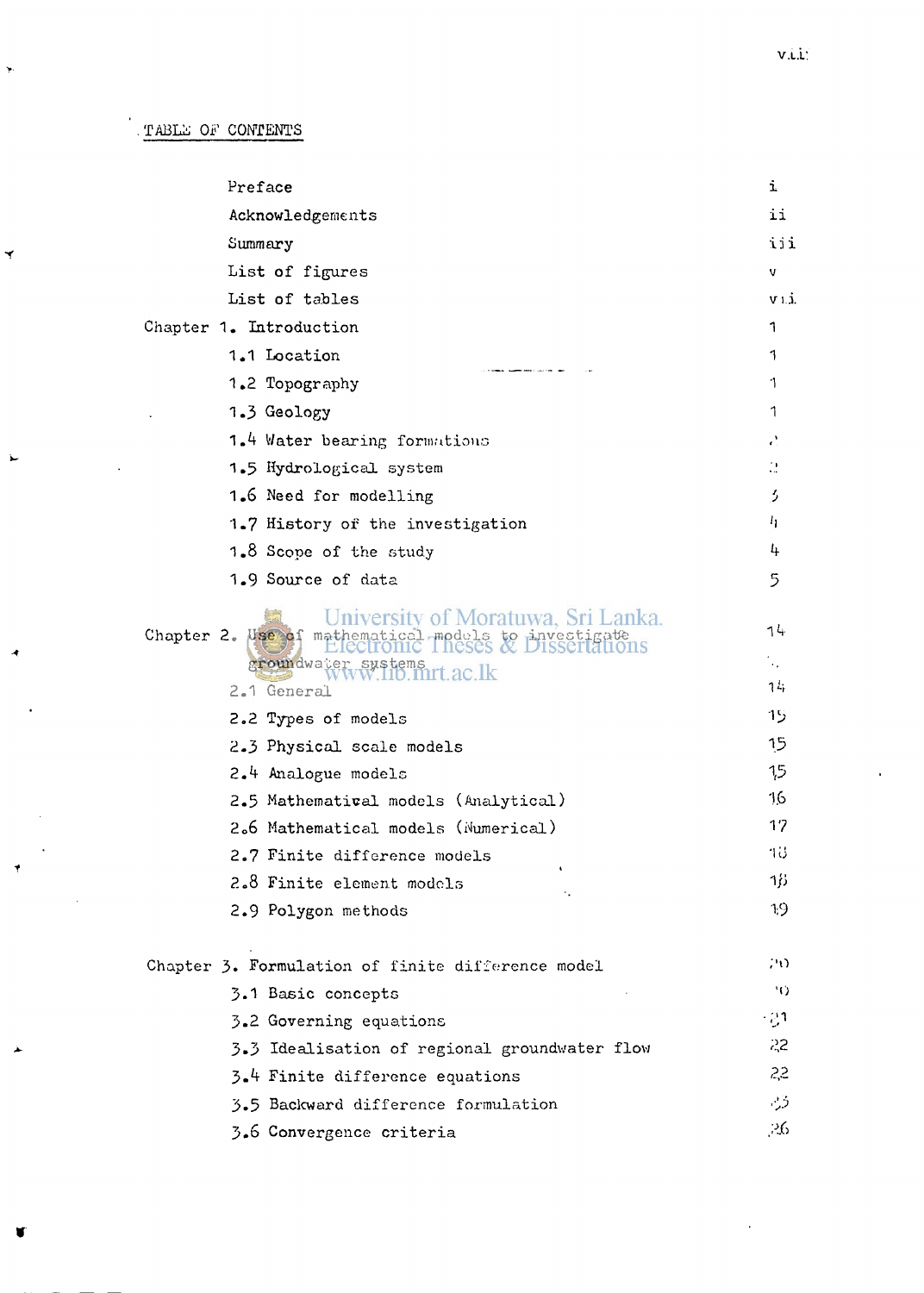# TABLE OF CONTENTS

| | |
|---|---|
| Preface | i |
| Acknowledgements | ii |
| Summary | iii |
| List of figures | v |
| List of tables | vii |
| Chapter 1. Introduction | 1 |
| 1.1 Location | 1 |
| 1.2 Topography | 1 |
| 1.3 Geology | 1 |
| 1.4 Water bearing formations | 2 |
| 1.5 Hydrological system | 2 |
| 1.6 Need for modelling | 3 |
| 1.7 History of the investigation | 4 |
| 1.8 Scope of the study | 4 |
| 1.9 Source of data | 5 |
| Chapter 2. Use of mathematical models to investigate groundwater systems | 14 |
| 2.1 General | 14 |
| 2.2 Types of models | 15 |
| 2.3 Physical scale models | 15 |
| 2.4 Analogue models | 15 |
| 2.5 Mathematical models (Analytical) | 16 |
| 2.6 Mathematical models (Numerical) | 17 |
| 2.7 Finite difference models | 18 |
| 2.8 Finite element models | 18 |
| 2.9 Polygon methods | 19 |
| Chapter 3. Formulation of finite difference model | 20 |
| 3.1 Basic concepts | 20 |
| 3.2 Governing equations | 21 |
| 3.3 Idealisation of regional groundwater flow | 22 |
| 3.4 Finite difference equations | 22 |
| 3.5 Backward difference formulation | 25 |
| 3.6 Convergence criteria | 26 |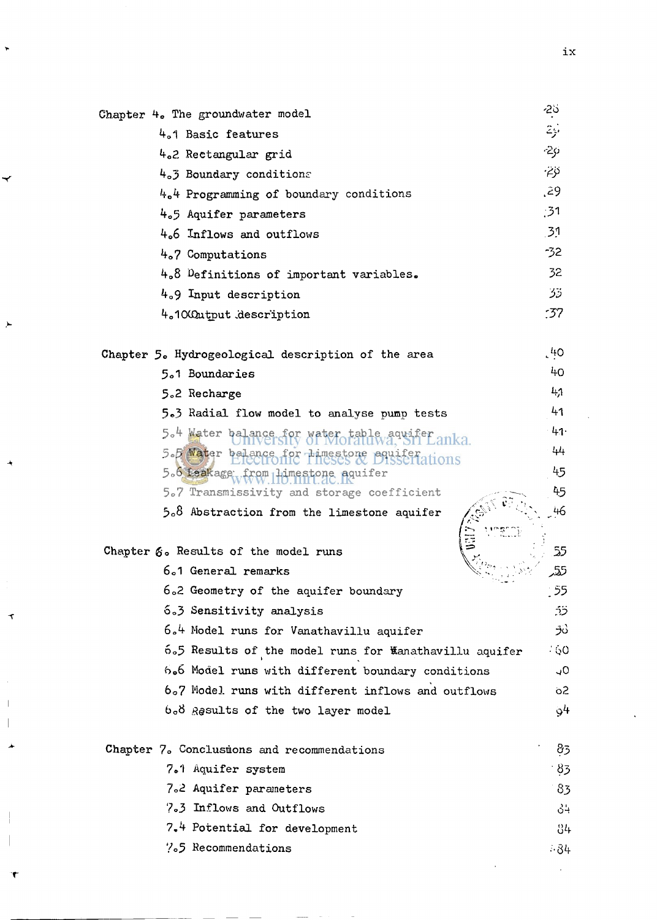| | |
|---|---|
| Chapter 4. The groundwater model | 28 |
| 4.1 Basic features | 28 |
| 4.2 Rectangular grid | 28 |
| 4.3 Boundary conditions | 28 |
| 4.4 Programming of boundary conditions | 29 |
| 4.5 Aquifer parameters | 31 |
| 4.6 Inflows and outflows | 31 |
| 4.7 Computations | 32 |
| 4.8 Definitions of important variables. | 32 |
| 4.9 Input description | 33 |
| 4.10 Output description | 37 |
| | |
| Chapter 5. Hydrogeological description of the area | 40 |
| 5.1 Boundaries | 40 |
| 5.2 Recharge | 41 |
| 5.3 Radial flow model to analyse pump tests | 41 |
| 5.4 Water balance for water table aquifer | 41 |
| 5.5 Water balance for limestone aquifer | 44 |
| 5.6 Leakage from limestone aquifer | 45 |
| 5.7 Transmissivity and storage coefficient | 45 |
| 5.8 Abstraction from the limestone aquifer | 46 |
| | |
| Chapter 6. Results of the model runs | 55 |
| 6.1 General remarks | 55 |
| 6.2 Geometry of the aquifer boundary | 55 |
| 6.3 Sensitivity analysis | 55 |
| 6.4 Model runs for Vanathavillu aquifer | 58 |
| 6.5 Results of the model runs for Vanathavillu aquifer | 60 |
| 6.6 Model runs with different boundary conditions | 60 |
| 6.7 Model runs with different inflows and outflows | 62 |
| 6.8 Results of the two layer model | 64 |
| | |
| Chapter 7. Conclusions and recommendations | 83 |
| 7.1 Aquifer system | 83 |
| 7.2 Aquifer parameters | 83 |
| 7.3 Inflows and Outflows | 84 |
| 7.4 Potential for development | 84 |
| 7.5 Recommendations | 84 |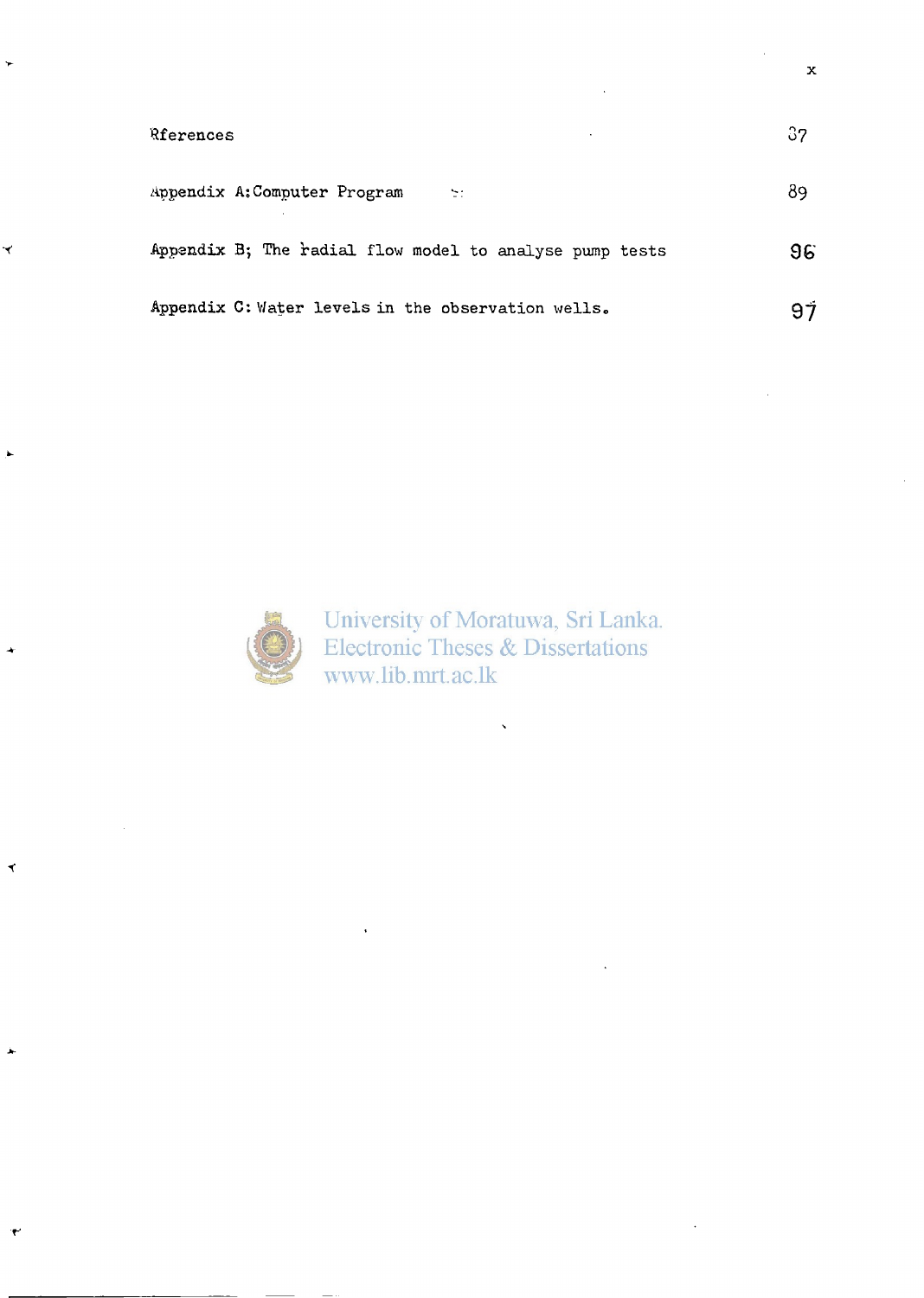| | |
|---|---|
| Rferences | 87 |
| Appendix A: Computer Program | 89 |
| Appendix B; The radial flow model to analyse pump tests | 96 |
| Appendix C: Water levels in the observation wells. | 97 |

University of Moratuwa, Sri Lanka.
Electronic Theses & Dissertations
www.lib.mrt.ac.lk